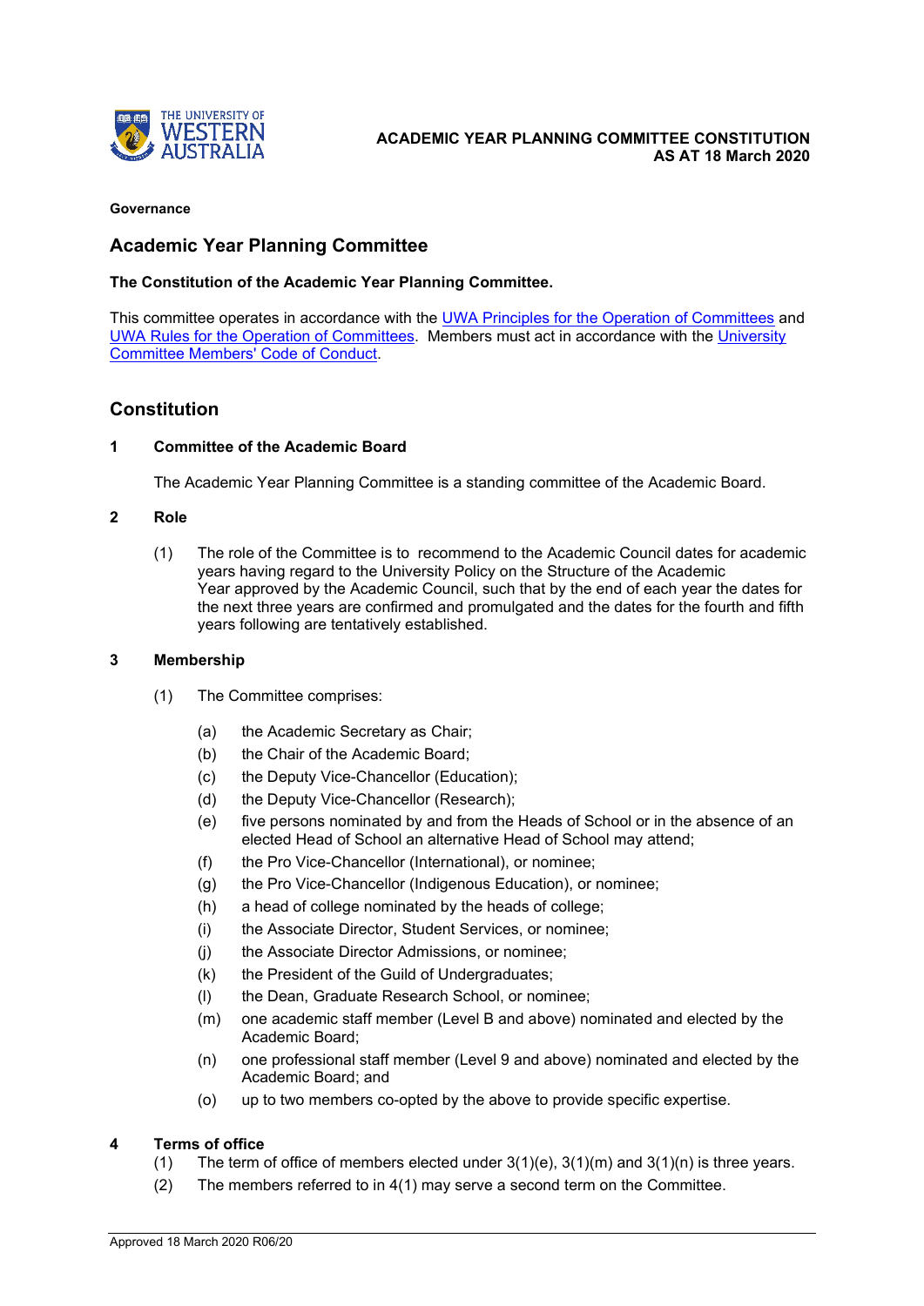**ACADEMIC YEAR PLANNING COMMITTEE CONSTITUTION**
**AS AT 18 March 2020**

**Governance**

## Academic Year Planning Committee

**The Constitution of the Academic Year Planning Committee.**

This committee operates in accordance with the UWA Principles for the Operation of Committees and UWA Rules for the Operation of Committees. Members must act in accordance with the University Committee Members' Code of Conduct.

## Constitution

### 1 Committee of the Academic Board

The Academic Year Planning Committee is a standing committee of the Academic Board.

### 2 Role

(1) The role of the Committee is to recommend to the Academic Council dates for academic years having regard to the University Policy on the Structure of the Academic Year approved by the Academic Council, such that by the end of each year the dates for the next three years are confirmed and promulgated and the dates for the fourth and fifth years following are tentatively established.

### 3 Membership

(1) The Committee comprises:

(a) the Academic Secretary as Chair;
(b) the Chair of the Academic Board;
(c) the Deputy Vice-Chancellor (Education);
(d) the Deputy Vice-Chancellor (Research);
(e) five persons nominated by and from the Heads of School or in the absence of an elected Head of School an alternative Head of School may attend;
(f) the Pro Vice-Chancellor (International), or nominee;
(g) the Pro Vice-Chancellor (Indigenous Education), or nominee;
(h) a head of college nominated by the heads of college;
(i) the Associate Director, Student Services, or nominee;
(j) the Associate Director Admissions, or nominee;
(k) the President of the Guild of Undergraduates;
(l) the Dean, Graduate Research School, or nominee;
(m) one academic staff member (Level B and above) nominated and elected by the Academic Board;
(n) one professional staff member (Level 9 and above) nominated and elected by the Academic Board; and
(o) up to two members co-opted by the above to provide specific expertise.

### 4 Terms of office

(1) The term of office of members elected under 3(1)(e), 3(1)(m) and 3(1)(n) is three years.
(2) The members referred to in 4(1) may serve a second term on the Committee.

Approved 18 March 2020 R06/20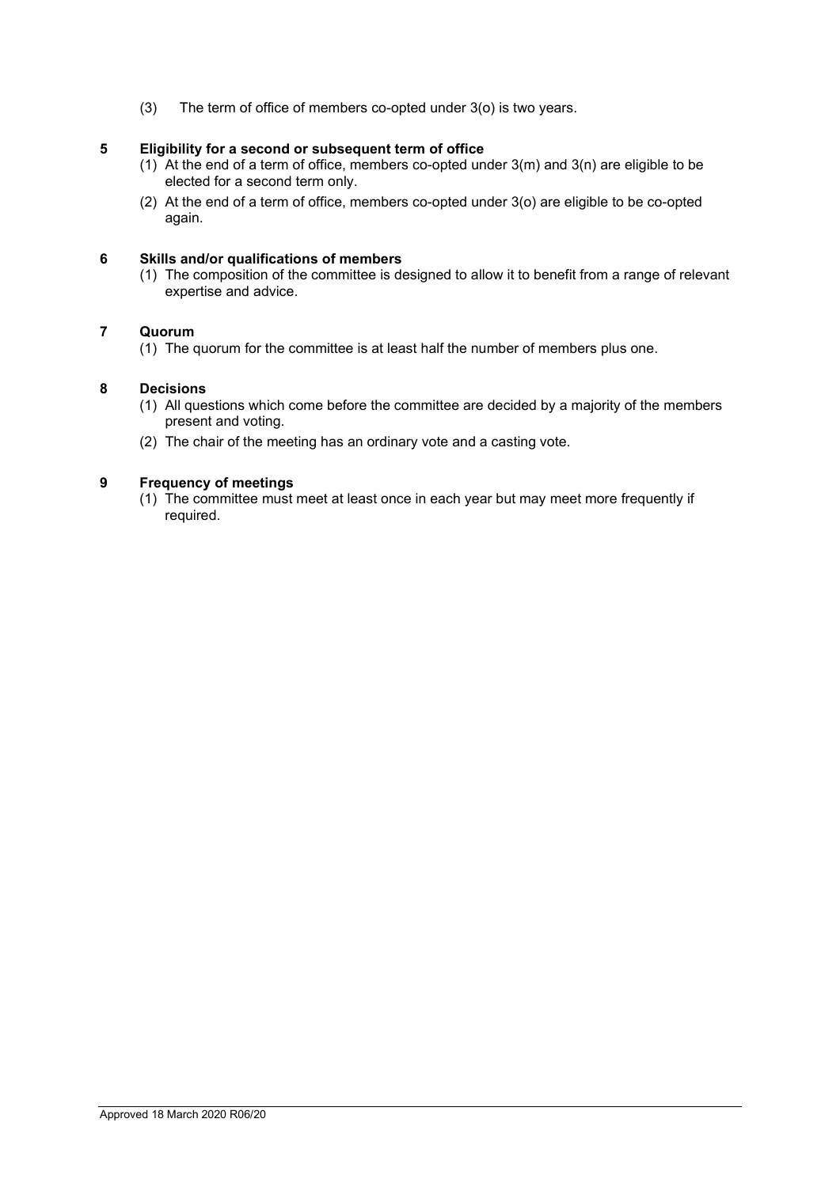(3) The term of office of members co-opted under 3(o) is two years.

**5 Eligibility for a second or subsequent term of office**

(1) At the end of a term of office, members co-opted under 3(m) and 3(n) are eligible to be elected for a second term only.

(2) At the end of a term of office, members co-opted under 3(o) are eligible to be co-opted again.

**6 Skills and/or qualifications of members**

(1) The composition of the committee is designed to allow it to benefit from a range of relevant expertise and advice.

**7 Quorum**

(1) The quorum for the committee is at least half the number of members plus one.

**8 Decisions**

(1) All questions which come before the committee are decided by a majority of the members present and voting.

(2) The chair of the meeting has an ordinary vote and a casting vote.

**9 Frequency of meetings**

(1) The committee must meet at least once in each year but may meet more frequently if required.

Approved 18 March 2020 R06/20